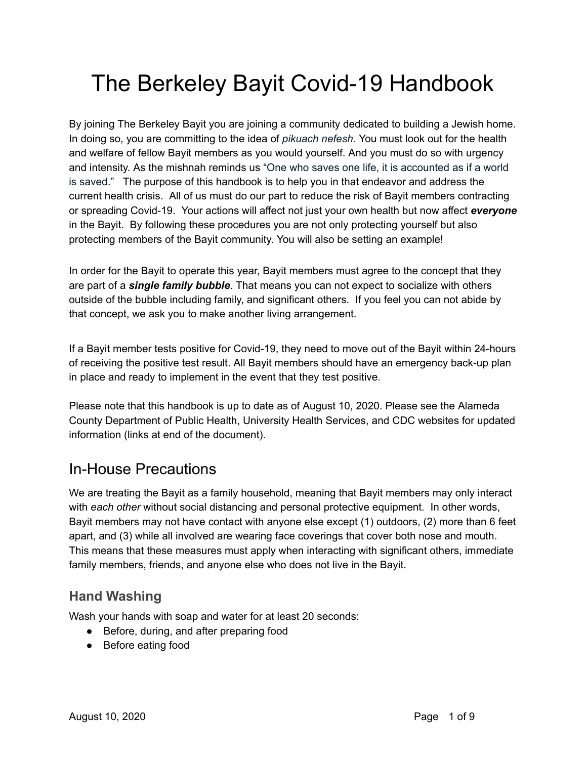# The Berkeley Bayit Covid-19 Handbook

By joining The Berkeley Bayit you are joining a community dedicated to building a Jewish home. In doing so, you are committing to the idea of *pikuach nefesh.* You must look out for the health and welfare of fellow Bayit members as you would yourself. And you must do so with urgency and intensity. As the mishnah reminds us "One who saves one life, it is accounted as if a world is saved." The purpose of this handbook is to help you in that endeavor and address the current health crisis. All of us must do our part to reduce the risk of Bayit members contracting or spreading Covid-19. Your actions will affect not just your own health but now affect ***everyone*** in the Bayit. By following these procedures you are not only protecting yourself but also protecting members of the Bayit community. You will also be setting an example!

In order for the Bayit to operate this year, Bayit members must agree to the concept that they are part of a ***single family bubble***. That means you can not expect to socialize with others outside of the bubble including family, and significant others. If you feel you can not abide by that concept, we ask you to make another living arrangement.

If a Bayit member tests positive for Covid-19, they need to move out of the Bayit within 24-hours of receiving the positive test result. All Bayit members should have an emergency back-up plan in place and ready to implement in the event that they test positive.

Please note that this handbook is up to date as of August 10, 2020. Please see the Alameda County Department of Public Health, University Health Services, and CDC websites for updated information (links at end of the document).

## In-House Precautions

We are treating the Bayit as a family household, meaning that Bayit members may only interact with *each other* without social distancing and personal protective equipment. In other words, Bayit members may not have contact with anyone else except (1) outdoors, (2) more than 6 feet apart, and (3) while all involved are wearing face coverings that cover both nose and mouth. This means that these measures must apply when interacting with significant others, immediate family members, friends, and anyone else who does not live in the Bayit.

### Hand Washing

Wash your hands with soap and water for at least 20 seconds:

- Before, during, and after preparing food
- Before eating food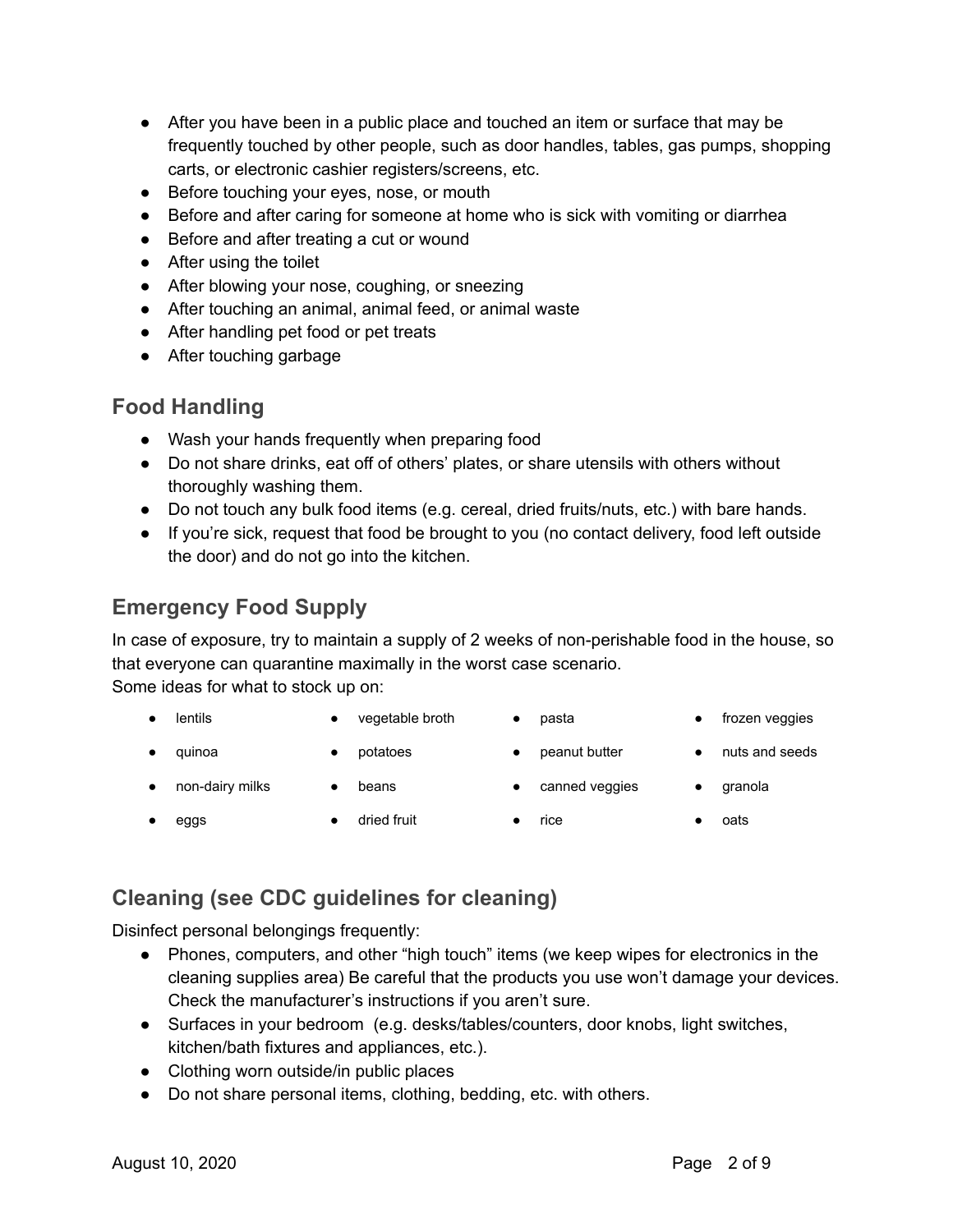- After you have been in a public place and touched an item or surface that may be frequently touched by other people, such as door handles, tables, gas pumps, shopping carts, or electronic cashier registers/screens, etc.
- Before touching your eyes, nose, or mouth
- Before and after caring for someone at home who is sick with vomiting or diarrhea
- Before and after treating a cut or wound
- After using the toilet
- After blowing your nose, coughing, or sneezing
- After touching an animal, animal feed, or animal waste
- After handling pet food or pet treats
- After touching garbage

## Food Handling

- Wash your hands frequently when preparing food
- Do not share drinks, eat off of others' plates, or share utensils with others without thoroughly washing them.
- Do not touch any bulk food items (e.g. cereal, dried fruits/nuts, etc.) with bare hands.
- If you're sick, request that food be brought to you (no contact delivery, food left outside the door) and do not go into the kitchen.

## Emergency Food Supply

In case of exposure, try to maintain a supply of 2 weeks of non-perishable food in the house, so that everyone can quarantine maximally in the worst case scenario.
Some ideas for what to stock up on:

- lentils
- quinoa
- non-dairy milks
- eggs
- vegetable broth
- potatoes
- beans
- dried fruit
- pasta
- peanut butter
- canned veggies
- rice
- frozen veggies
- nuts and seeds
- granola
- oats

## Cleaning (see CDC guidelines for cleaning)

Disinfect personal belongings frequently:

- Phones, computers, and other "high touch" items (we keep wipes for electronics in the cleaning supplies area) Be careful that the products you use won't damage your devices. Check the manufacturer's instructions if you aren't sure.
- Surfaces in your bedroom (e.g. desks/tables/counters, door knobs, light switches, kitchen/bath fixtures and appliances, etc.).
- Clothing worn outside/in public places
- Do not share personal items, clothing, bedding, etc. with others.

August 10, 2020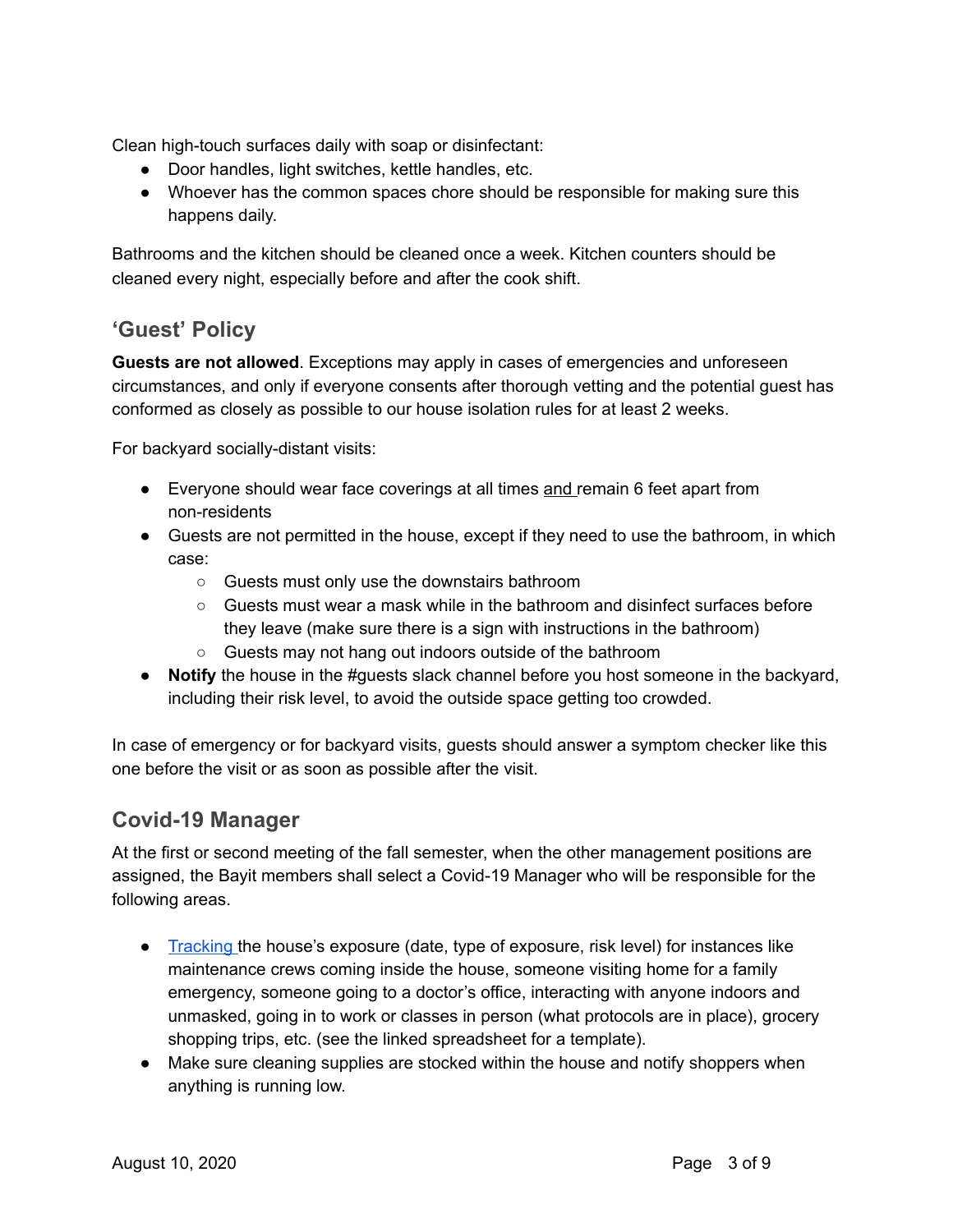Clean high-touch surfaces daily with soap or disinfectant:

- Door handles, light switches, kettle handles, etc.
- Whoever has the common spaces chore should be responsible for making sure this happens daily.

Bathrooms and the kitchen should be cleaned once a week. Kitchen counters should be cleaned every night, especially before and after the cook shift.

## ‘Guest’ Policy

**Guests are not allowed**. Exceptions may apply in cases of emergencies and unforeseen circumstances, and only if everyone consents after thorough vetting and the potential guest has conformed as closely as possible to our house isolation rules for at least 2 weeks.

For backyard socially-distant visits:

- Everyone should wear face coverings at all times and remain 6 feet apart from non-residents
- Guests are not permitted in the house, except if they need to use the bathroom, in which case:
    - Guests must only use the downstairs bathroom
    - Guests must wear a mask while in the bathroom and disinfect surfaces before they leave (make sure there is a sign with instructions in the bathroom)
    - Guests may not hang out indoors outside of the bathroom
- **Notify** the house in the #guests slack channel before you host someone in the backyard, including their risk level, to avoid the outside space getting too crowded.

In case of emergency or for backyard visits, guests should answer a symptom checker like this one before the visit or as soon as possible after the visit.

## Covid-19 Manager

At the first or second meeting of the fall semester, when the other management positions are assigned, the Bayit members shall select a Covid-19 Manager who will be responsible for the following areas.

- Tracking the house’s exposure (date, type of exposure, risk level) for instances like maintenance crews coming inside the house, someone visiting home for a family emergency, someone going to a doctor’s office, interacting with anyone indoors and unmasked, going in to work or classes in person (what protocols are in place), grocery shopping trips, etc. (see the linked spreadsheet for a template).
- Make sure cleaning supplies are stocked within the house and notify shoppers when anything is running low.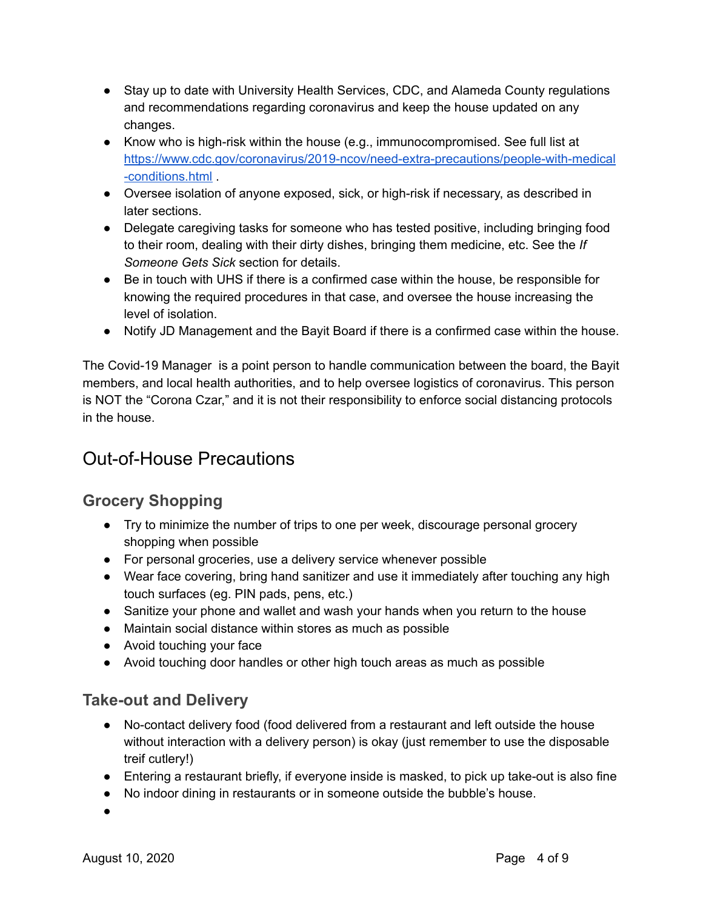- Stay up to date with University Health Services, CDC, and Alameda County regulations and recommendations regarding coronavirus and keep the house updated on any changes.
- Know who is high-risk within the house (e.g., immunocompromised. See full list at [https://www.cdc.gov/coronavirus/2019-ncov/need-extra-precautions/people-with-medical-conditions.html](https://www.cdc.gov/coronavirus/2019-ncov/need-extra-precautions/people-with-medical-conditions.html) .
- Oversee isolation of anyone exposed, sick, or high-risk if necessary, as described in later sections.
- Delegate caregiving tasks for someone who has tested positive, including bringing food to their room, dealing with their dirty dishes, bringing them medicine, etc. See the *If Someone Gets Sick* section for details.
- Be in touch with UHS if there is a confirmed case within the house, be responsible for knowing the required procedures in that case, and oversee the house increasing the level of isolation.
- Notify JD Management and the Bayit Board if there is a confirmed case within the house.

The Covid-19 Manager is a point person to handle communication between the board, the Bayit members, and local health authorities, and to help oversee logistics of coronavirus. This person is NOT the "Corona Czar," and it is not their responsibility to enforce social distancing protocols in the house.

# Out-of-House Precautions

## Grocery Shopping

- Try to minimize the number of trips to one per week, discourage personal grocery shopping when possible
- For personal groceries, use a delivery service whenever possible
- Wear face covering, bring hand sanitizer and use it immediately after touching any high touch surfaces (eg. PIN pads, pens, etc.)
- Sanitize your phone and wallet and wash your hands when you return to the house
- Maintain social distance within stores as much as possible
- Avoid touching your face
- Avoid touching door handles or other high touch areas as much as possible

## Take-out and Delivery

- No-contact delivery food (food delivered from a restaurant and left outside the house without interaction with a delivery person) is okay (just remember to use the disposable treif cutlery!)
- Entering a restaurant briefly, if everyone inside is masked, to pick up take-out is also fine
- No indoor dining in restaurants or in someone outside the bubble's house.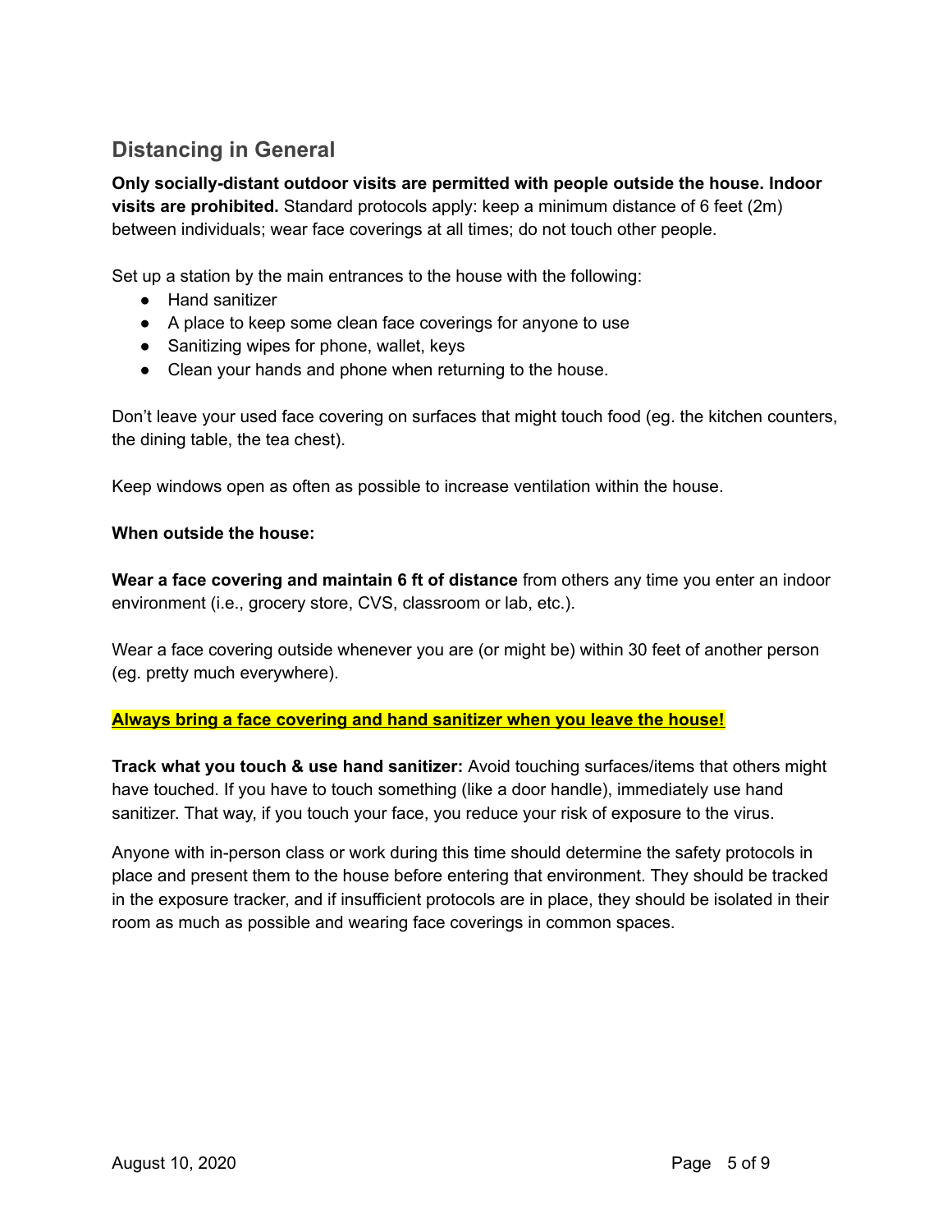## Distancing in General

**Only socially-distant outdoor visits are permitted with people outside the house. Indoor visits are prohibited.** Standard protocols apply: keep a minimum distance of 6 feet (2m) between individuals; wear face coverings at all times; do not touch other people.

Set up a station by the main entrances to the house with the following:

- Hand sanitizer
- A place to keep some clean face coverings for anyone to use
- Sanitizing wipes for phone, wallet, keys
- Clean your hands and phone when returning to the house.

Don't leave your used face covering on surfaces that might touch food (eg. the kitchen counters, the dining table, the tea chest).

Keep windows open as often as possible to increase ventilation within the house.

**When outside the house:**

**Wear a face covering and maintain 6 ft of distance** from others any time you enter an indoor environment (i.e., grocery store, CVS, classroom or lab, etc.).

Wear a face covering outside whenever you are (or might be) within 30 feet of another person (eg. pretty much everywhere).

**Always bring a face covering and hand sanitizer when you leave the house!**

**Track what you touch & use hand sanitizer:** Avoid touching surfaces/items that others might have touched. If you have to touch something (like a door handle), immediately use hand sanitizer. That way, if you touch your face, you reduce your risk of exposure to the virus.

Anyone with in-person class or work during this time should determine the safety protocols in place and present them to the house before entering that environment. They should be tracked in the exposure tracker, and if insufficient protocols are in place, they should be isolated in their room as much as possible and wearing face coverings in common spaces.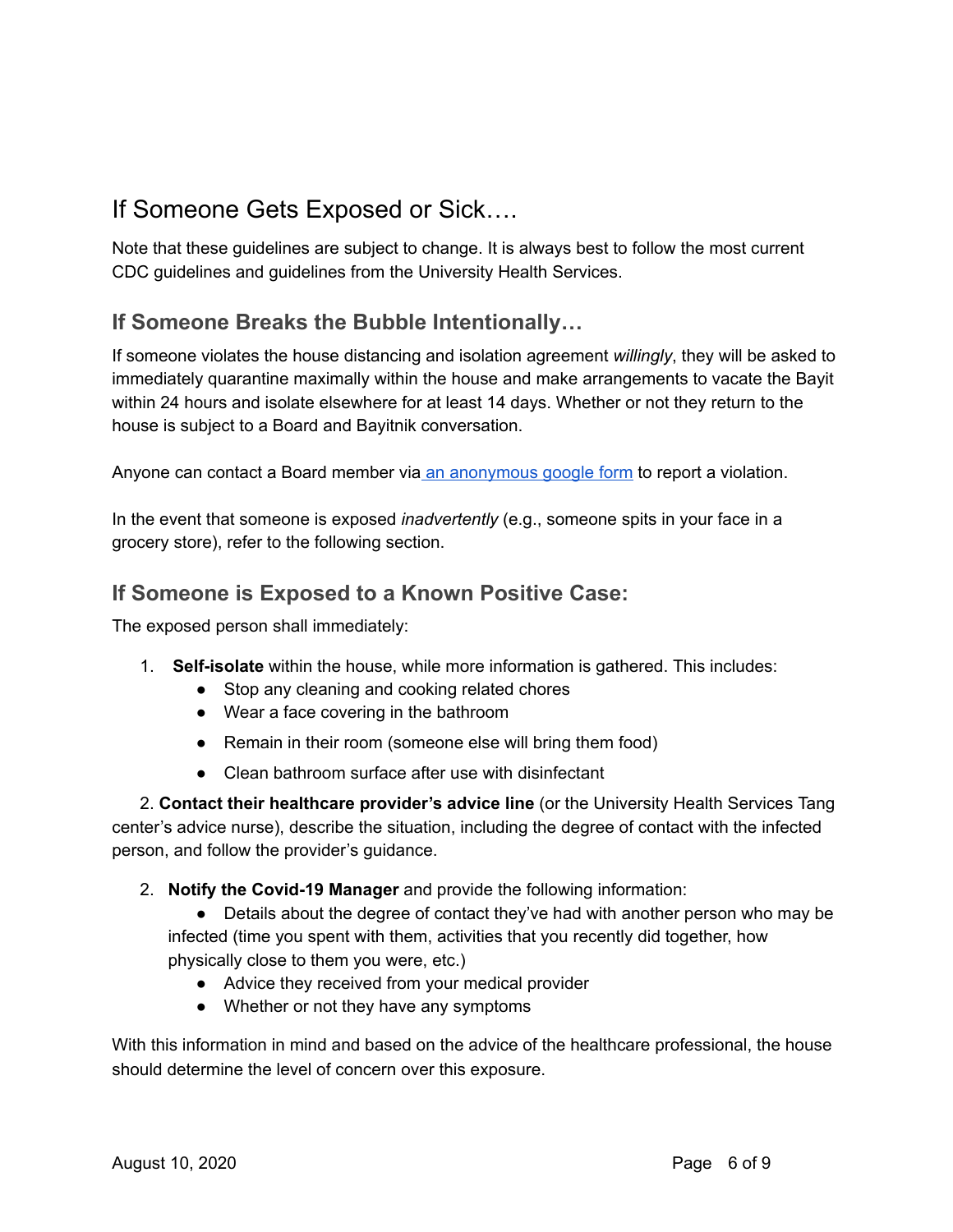## If Someone Gets Exposed or Sick….

Note that these guidelines are subject to change. It is always best to follow the most current CDC guidelines and guidelines from the University Health Services.

### If Someone Breaks the Bubble Intentionally…

If someone violates the house distancing and isolation agreement *willingly*, they will be asked to immediately quarantine maximally within the house and make arrangements to vacate the Bayit within 24 hours and isolate elsewhere for at least 14 days. Whether or not they return to the house is subject to a Board and Bayitnik conversation.

Anyone can contact a Board member via [an anonymous google form]() to report a violation.

In the event that someone is exposed *inadvertently* (e.g., someone spits in your face in a grocery store), refer to the following section.

### If Someone is Exposed to a Known Positive Case:

The exposed person shall immediately:

1. **Self-isolate** within the house, while more information is gathered. This includes:
   - Stop any cleaning and cooking related chores
   - Wear a face covering in the bathroom
   - Remain in their room (someone else will bring them food)
   - Clean bathroom surface after use with disinfectant

2. **Contact their healthcare provider's advice line** (or the University Health Services Tang center's advice nurse), describe the situation, including the degree of contact with the infected person, and follow the provider's guidance.

2. **Notify the Covid-19 Manager** and provide the following information:
   - Details about the degree of contact they've had with another person who may be infected (time you spent with them, activities that you recently did together, how physically close to them you were, etc.)
   - Advice they received from your medical provider
   - Whether or not they have any symptoms

With this information in mind and based on the advice of the healthcare professional, the house should determine the level of concern over this exposure.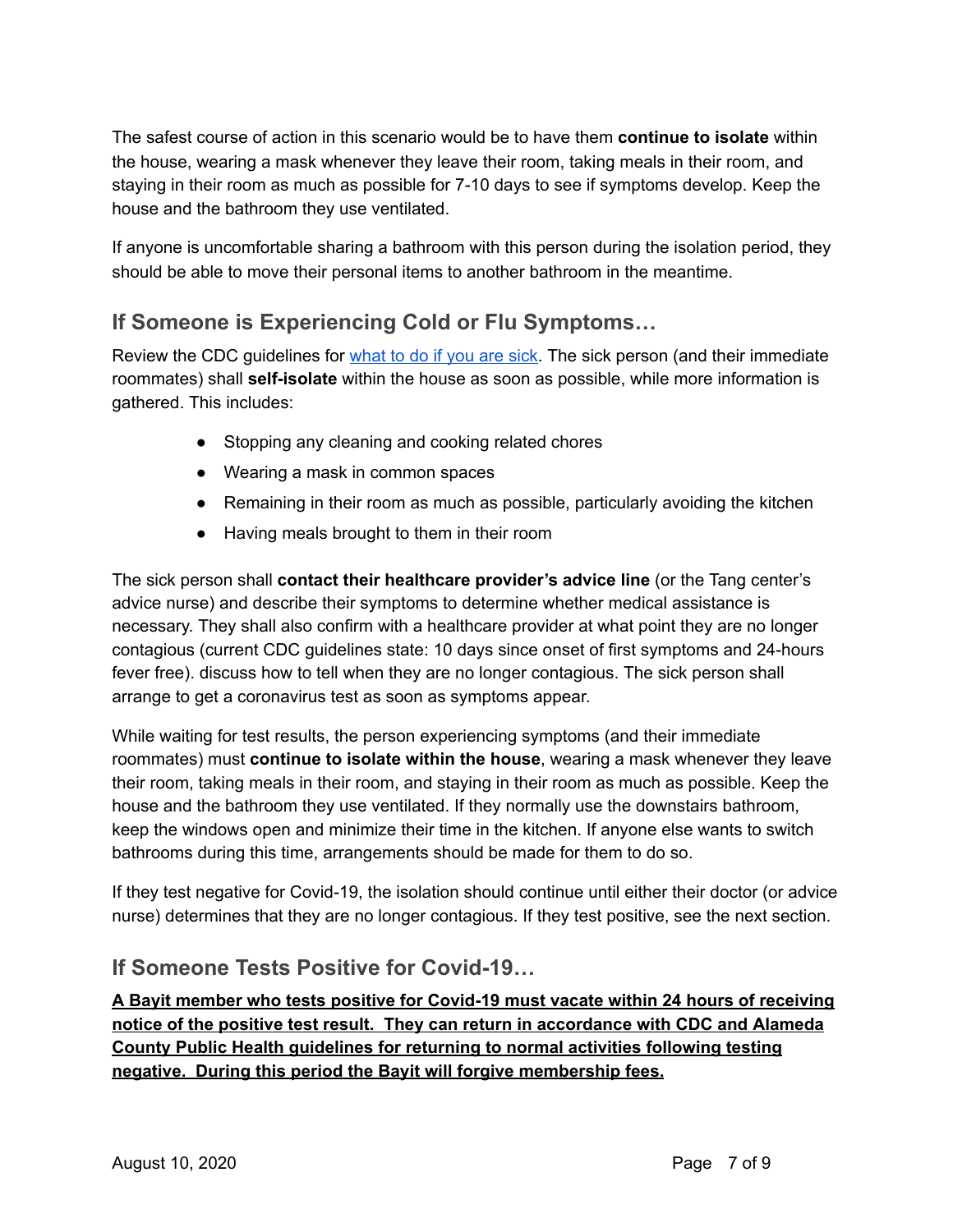The safest course of action in this scenario would be to have them **continue to isolate** within the house, wearing a mask whenever they leave their room, taking meals in their room, and staying in their room as much as possible for 7-10 days to see if symptoms develop. Keep the house and the bathroom they use ventilated.

If anyone is uncomfortable sharing a bathroom with this person during the isolation period, they should be able to move their personal items to another bathroom in the meantime.

## If Someone is Experiencing Cold or Flu Symptoms…

Review the CDC guidelines for [what to do if you are sick](). The sick person (and their immediate roommates) shall **self-isolate** within the house as soon as possible, while more information is gathered. This includes:

- Stopping any cleaning and cooking related chores
- Wearing a mask in common spaces
- Remaining in their room as much as possible, particularly avoiding the kitchen
- Having meals brought to them in their room

The sick person shall **contact their healthcare provider's advice line** (or the Tang center's advice nurse) and describe their symptoms to determine whether medical assistance is necessary. They shall also confirm with a healthcare provider at what point they are no longer contagious (current CDC guidelines state: 10 days since onset of first symptoms and 24-hours fever free). discuss how to tell when they are no longer contagious. The sick person shall arrange to get a coronavirus test as soon as symptoms appear.

While waiting for test results, the person experiencing symptoms (and their immediate roommates) must **continue to isolate within the house**, wearing a mask whenever they leave their room, taking meals in their room, and staying in their room as much as possible. Keep the house and the bathroom they use ventilated. If they normally use the downstairs bathroom, keep the windows open and minimize their time in the kitchen. If anyone else wants to switch bathrooms during this time, arrangements should be made for them to do so.

If they test negative for Covid-19, the isolation should continue until either their doctor (or advice nurse) determines that they are no longer contagious. If they test positive, see the next section.

## If Someone Tests Positive for Covid-19…

**<u>A Bayit member who tests positive for Covid-19 must vacate within 24 hours of receiving notice of the positive test result. They can return in accordance with CDC and Alameda County Public Health guidelines for returning to normal activities following testing negative. During this period the Bayit will forgive membership fees.</u>**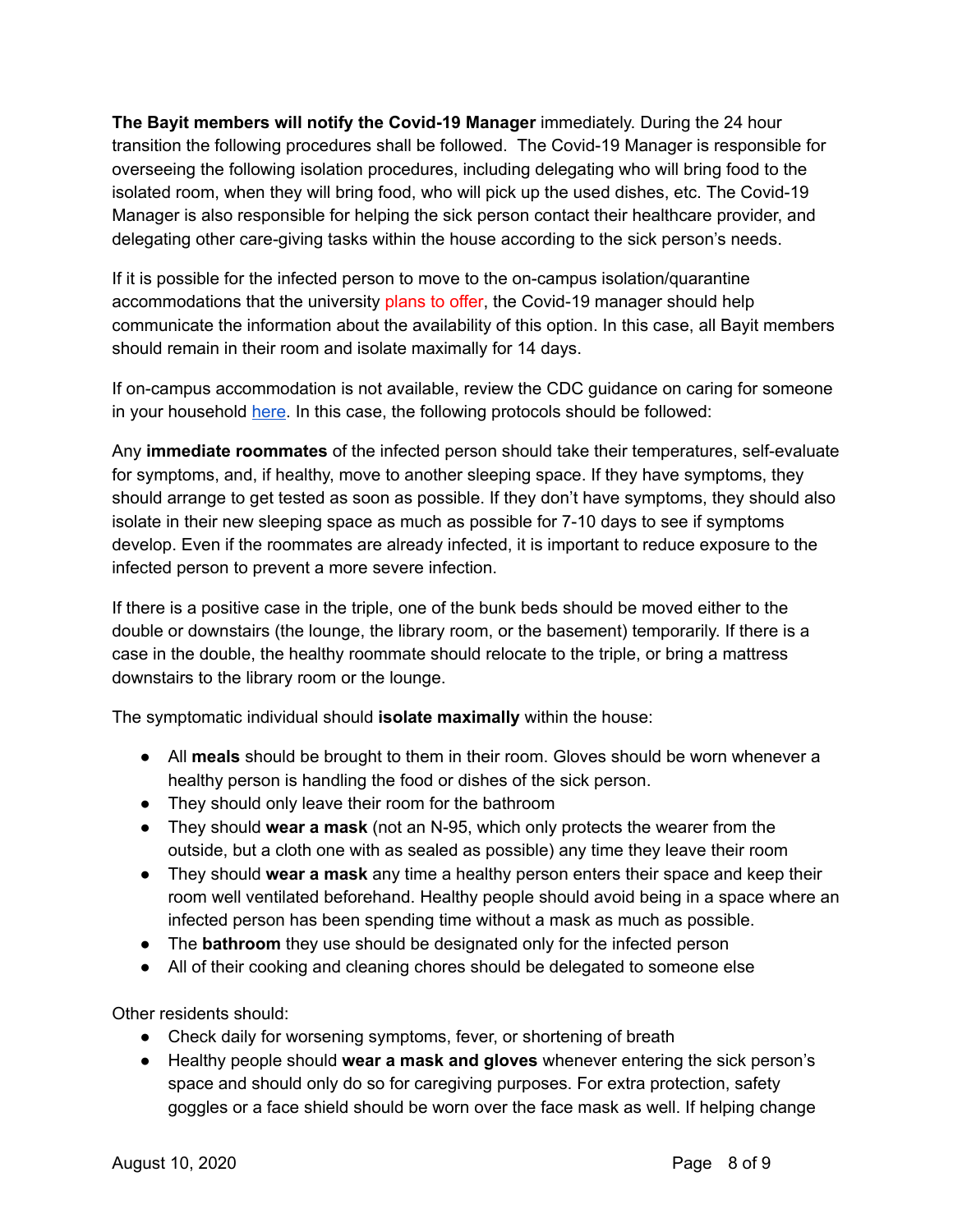**The Bayit members will notify the Covid-19 Manager** immediately. During the 24 hour transition the following procedures shall be followed. The Covid-19 Manager is responsible for overseeing the following isolation procedures, including delegating who will bring food to the isolated room, when they will bring food, who will pick up the used dishes, etc. The Covid-19 Manager is also responsible for helping the sick person contact their healthcare provider, and delegating other care-giving tasks within the house according to the sick person's needs.

If it is possible for the infected person to move to the on-campus isolation/quarantine accommodations that the university plans to offer, the Covid-19 manager should help communicate the information about the availability of this option. In this case, all Bayit members should remain in their room and isolate maximally for 14 days.

If on-campus accommodation is not available, review the CDC guidance on caring for someone in your household here. In this case, the following protocols should be followed:

Any **immediate roommates** of the infected person should take their temperatures, self-evaluate for symptoms, and, if healthy, move to another sleeping space. If they have symptoms, they should arrange to get tested as soon as possible. If they don't have symptoms, they should also isolate in their new sleeping space as much as possible for 7-10 days to see if symptoms develop. Even if the roommates are already infected, it is important to reduce exposure to the infected person to prevent a more severe infection.

If there is a positive case in the triple, one of the bunk beds should be moved either to the double or downstairs (the lounge, the library room, or the basement) temporarily. If there is a case in the double, the healthy roommate should relocate to the triple, or bring a mattress downstairs to the library room or the lounge.

The symptomatic individual should **isolate maximally** within the house:

- All **meals** should be brought to them in their room. Gloves should be worn whenever a healthy person is handling the food or dishes of the sick person.
- They should only leave their room for the bathroom
- They should **wear a mask** (not an N-95, which only protects the wearer from the outside, but a cloth one with as sealed as possible) any time they leave their room
- They should **wear a mask** any time a healthy person enters their space and keep their room well ventilated beforehand. Healthy people should avoid being in a space where an infected person has been spending time without a mask as much as possible.
- The **bathroom** they use should be designated only for the infected person
- All of their cooking and cleaning chores should be delegated to someone else

Other residents should:

- Check daily for worsening symptoms, fever, or shortening of breath
- Healthy people should **wear a mask and gloves** whenever entering the sick person's space and should only do so for caregiving purposes. For extra protection, safety goggles or a face shield should be worn over the face mask as well. If helping change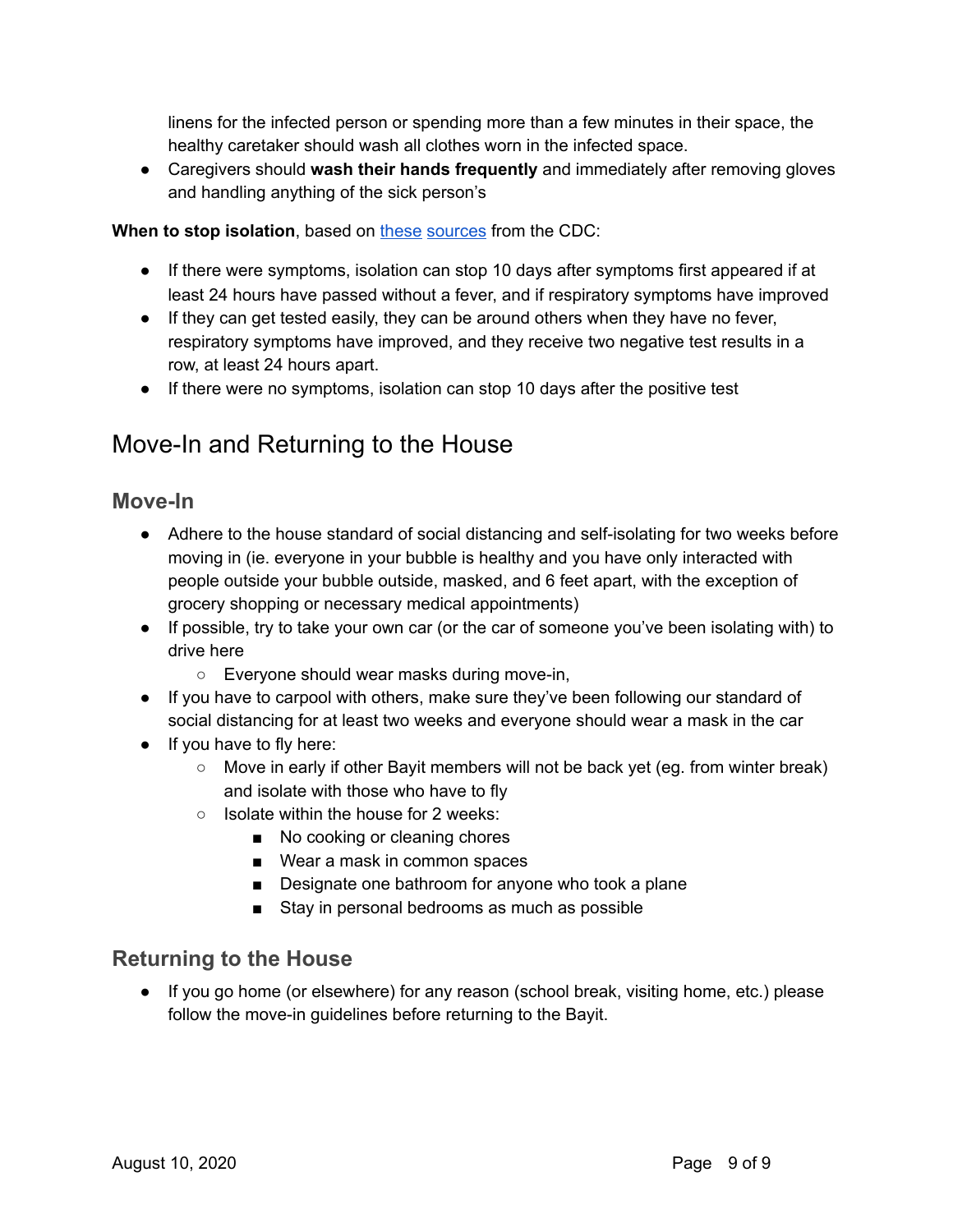linens for the infected person or spending more than a few minutes in their space, the healthy caretaker should wash all clothes worn in the infected space.

- Caregivers should **wash their hands frequently** and immediately after removing gloves and handling anything of the sick person's

**When to stop isolation**, based on these sources from the CDC:

- If there were symptoms, isolation can stop 10 days after symptoms first appeared if at least 24 hours have passed without a fever, and if respiratory symptoms have improved
- If they can get tested easily, they can be around others when they have no fever, respiratory symptoms have improved, and they receive two negative test results in a row, at least 24 hours apart.
- If there were no symptoms, isolation can stop 10 days after the positive test

# Move-In and Returning to the House

## Move-In

- Adhere to the house standard of social distancing and self-isolating for two weeks before moving in (ie. everyone in your bubble is healthy and you have only interacted with people outside your bubble outside, masked, and 6 feet apart, with the exception of grocery shopping or necessary medical appointments)
- If possible, try to take your own car (or the car of someone you've been isolating with) to drive here
  - Everyone should wear masks during move-in,
- If you have to carpool with others, make sure they've been following our standard of social distancing for at least two weeks and everyone should wear a mask in the car
- If you have to fly here:
  - Move in early if other Bayit members will not be back yet (eg. from winter break) and isolate with those who have to fly
  - Isolate within the house for 2 weeks:
    - No cooking or cleaning chores
    - Wear a mask in common spaces
    - Designate one bathroom for anyone who took a plane
    - Stay in personal bedrooms as much as possible

## Returning to the House

- If you go home (or elsewhere) for any reason (school break, visiting home, etc.) please follow the move-in guidelines before returning to the Bayit.

August 10, 2020